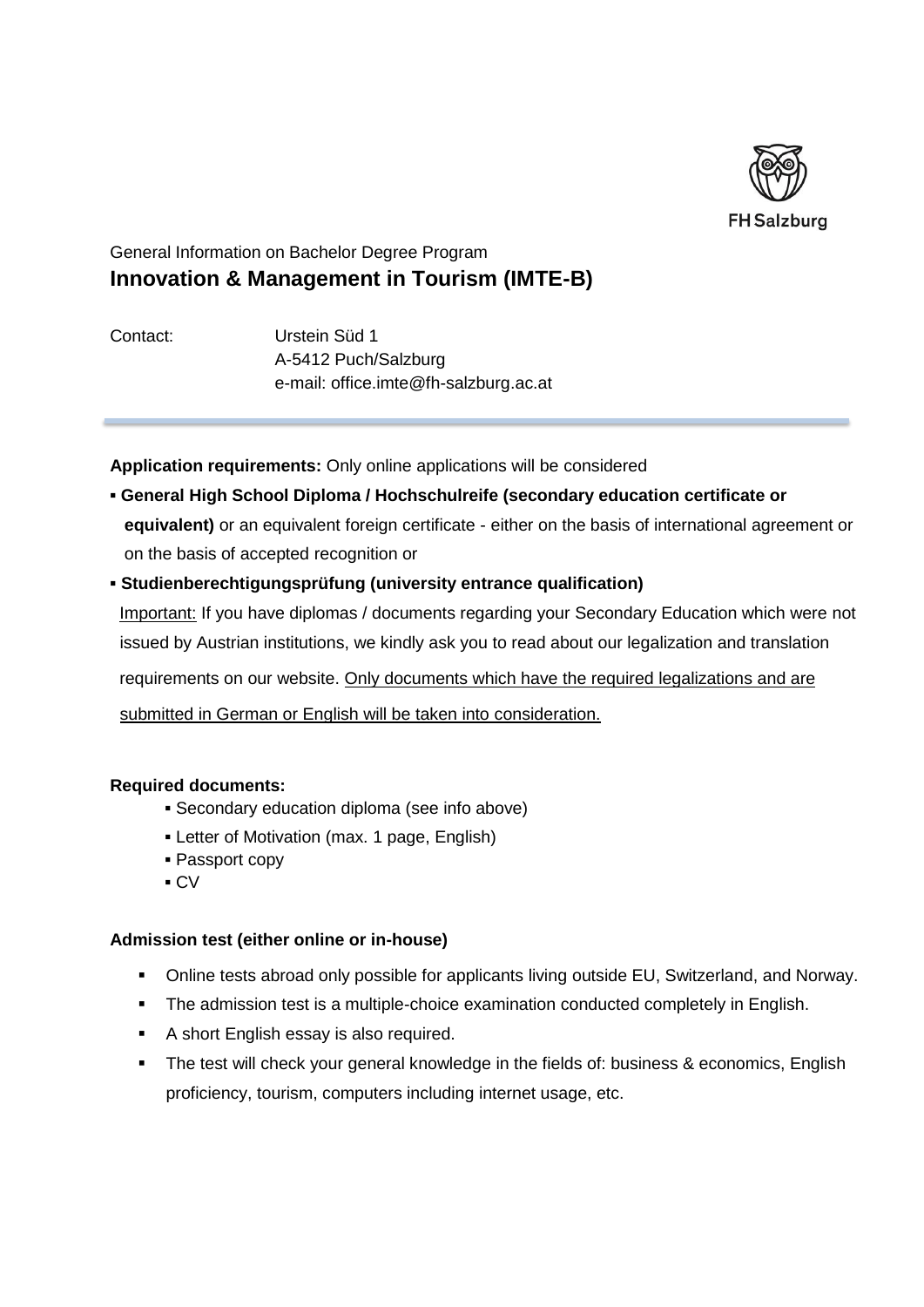FH Salzburg

General Information on Bachelor Degree Program

# Innovation & Management in Tourism (IMTE-B)

Contact: Urstein Süd 1
A-5412 Puch/Salzburg
e-mail: office.imte@fh-salzburg.ac.at

---

**Application requirements:** Only online applications will be considered

- **General High School Diploma / Hochschulreife (secondary education certificate or equivalent)** or an equivalent foreign certificate - either on the basis of international agreement or on the basis of accepted recognition or
- **Studienberechtigungsprüfung (university entrance qualification)**

Important: If you have diplomas / documents regarding your Secondary Education which were not issued by Austrian institutions, we kindly ask you to read about our legalization and translation requirements on our website. Only documents which have the required legalizations and are submitted in German or English will be taken into consideration.

**Required documents:**

- Secondary education diploma (see info above)
- Letter of Motivation (max. 1 page, English)
- Passport copy
- CV

**Admission test (either online or in-house)**

- Online tests abroad only possible for applicants living outside EU, Switzerland, and Norway.
- The admission test is a multiple-choice examination conducted completely in English.
- A short English essay is also required.
- The test will check your general knowledge in the fields of: business & economics, English proficiency, tourism, computers including internet usage, etc.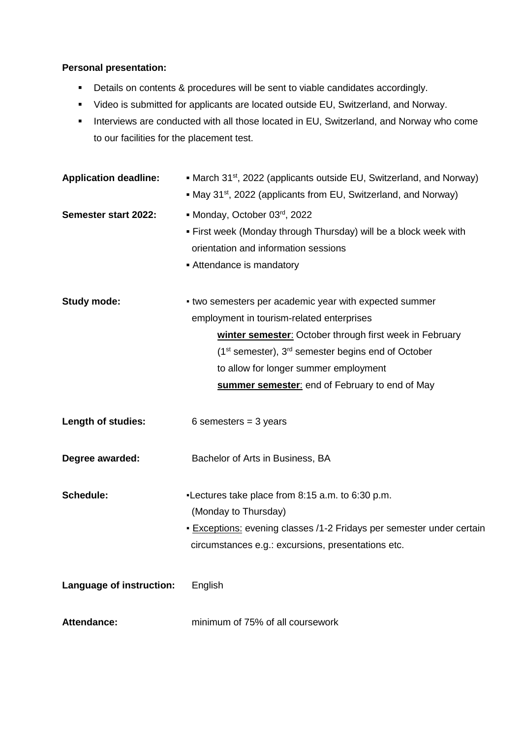**Personal presentation:**

- Details on contents & procedures will be sent to viable candidates accordingly.
- Video is submitted for applicants are located outside EU, Switzerland, and Norway.
- Interviews are conducted with all those located in EU, Switzerland, and Norway who come to our facilities for the placement test.

**Application deadline:**
- March 31st, 2022 (applicants outside EU, Switzerland, and Norway)
- May 31st, 2022 (applicants from EU, Switzerland, and Norway)

**Semester start 2022:**
- Monday, October 03rd, 2022
- First week (Monday through Thursday) will be a block week with orientation and information sessions
- Attendance is mandatory

**Study mode:**
- two semesters per academic year with expected summer employment in tourism-related enterprises

  **winter semester**: October through first week in February (1st semester), 3rd semester begins end of October to allow for longer summer employment

  **summer semester**: end of February to end of May

**Length of studies:** 6 semesters = 3 years

**Degree awarded:** Bachelor of Arts in Business, BA

**Schedule:**
- Lectures take place from 8:15 a.m. to 6:30 p.m. (Monday to Thursday)
- Exceptions: evening classes /1-2 Fridays per semester under certain circumstances e.g.: excursions, presentations etc.

**Language of instruction:** English

**Attendance:** minimum of 75% of all coursework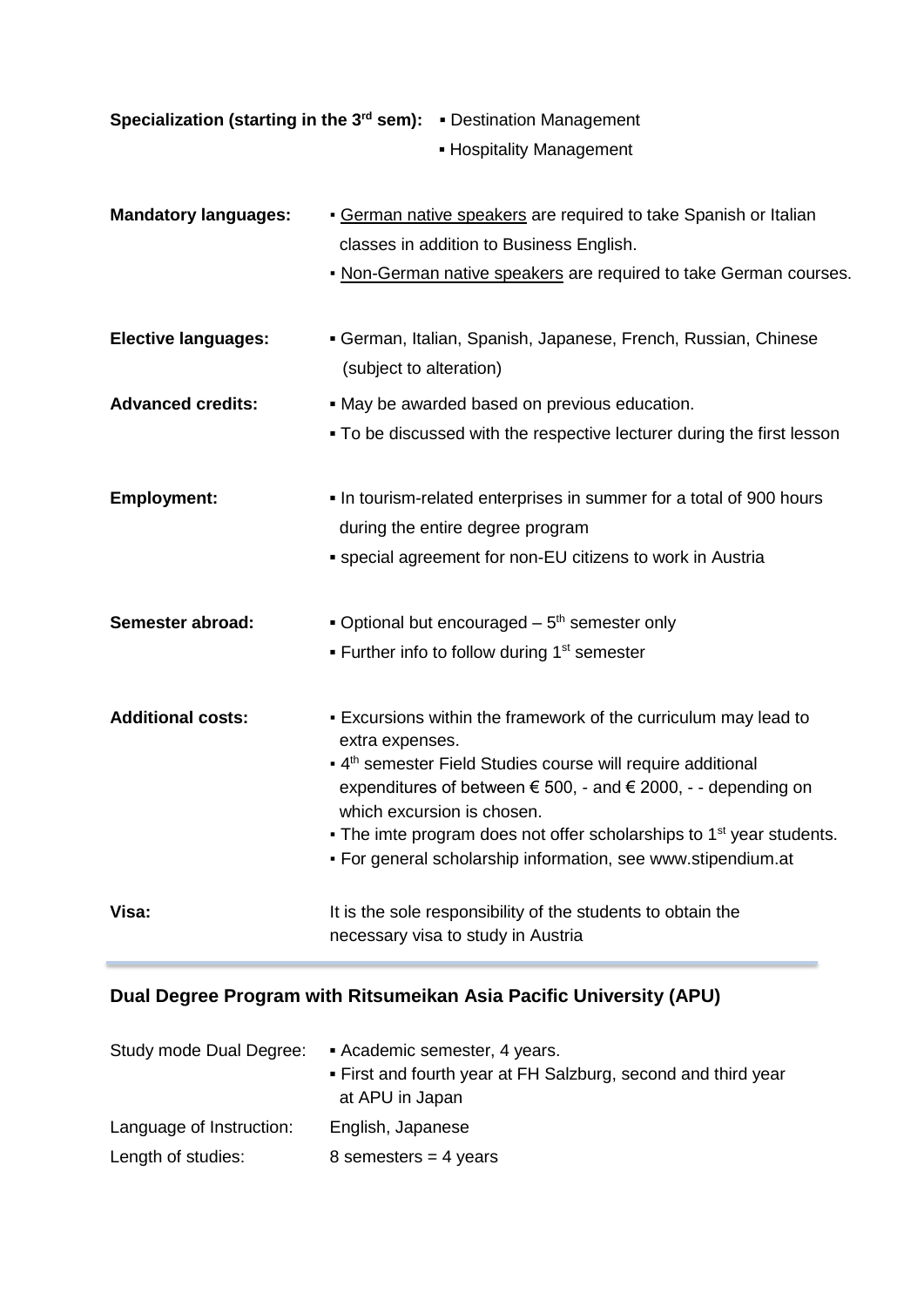**Specialization (starting in the 3rd sem):**

- Destination Management
- Hospitality Management

**Mandatory languages:**

- German native speakers are required to take Spanish or Italian classes in addition to Business English.
- Non-German native speakers are required to take German courses.

**Elective languages:**

- German, Italian, Spanish, Japanese, French, Russian, Chinese (subject to alteration)

**Advanced credits:**

- May be awarded based on previous education.
- To be discussed with the respective lecturer during the first lesson

**Employment:**

- In tourism-related enterprises in summer for a total of 900 hours during the entire degree program
- special agreement for non-EU citizens to work in Austria

**Semester abroad:**

- Optional but encouraged – 5th semester only
- Further info to follow during 1st semester

**Additional costs:**

- Excursions within the framework of the curriculum may lead to extra expenses.
- 4th semester Field Studies course will require additional expenditures of between € 500, - and € 2000, - - depending on which excursion is chosen.
- The imte program does not offer scholarships to 1st year students.
- For general scholarship information, see www.stipendium.at

**Visa:**

It is the sole responsibility of the students to obtain the necessary visa to study in Austria

---

## Dual Degree Program with Ritsumeikan Asia Pacific University (APU)

Study mode Dual Degree:

- Academic semester, 4 years.
- First and fourth year at FH Salzburg, second and third year at APU in Japan

Language of Instruction: English, Japanese

Length of studies: 8 semesters = 4 years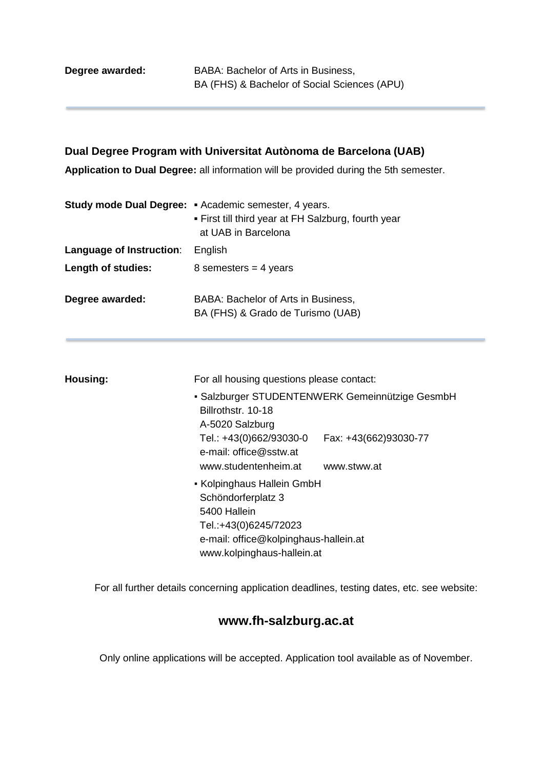**Degree awarded:** BABA: Bachelor of Arts in Business, BA (FHS) & Bachelor of Social Sciences (APU)

---

**Dual Degree Program with Universitat Autònoma de Barcelona (UAB)**

**Application to Dual Degree:** all information will be provided during the 5th semester.

**Study mode Dual Degree:**
- Academic semester, 4 years.
- First till third year at FH Salzburg, fourth year at UAB in Barcelona

**Language of Instruction**: English

**Length of studies:** 8 semesters = 4 years

**Degree awarded:** BABA: Bachelor of Arts in Business, BA (FHS) & Grado de Turismo (UAB)

---

**Housing:** For all housing questions please contact:

- Salzburger STUDENTENWERK Gemeinnützige GesmbH
  Billrothstr. 10-18
  A-5020 Salzburg
  Tel.: +43(0)662/93030-0 Fax: +43(662)93030-77
  e-mail: office@sstw.at
  www.studentenheim.at www.stww.at
- Kolpinghaus Hallein GmbH
  Schöndorferplatz 3
  5400 Hallein
  Tel.:+43(0)6245/72023
  e-mail: office@kolpinghaus-hallein.at
  www.kolpinghaus-hallein.at

For all further details concerning application deadlines, testing dates, etc. see website:

**www.fh-salzburg.ac.at**

Only online applications will be accepted. Application tool available as of November.